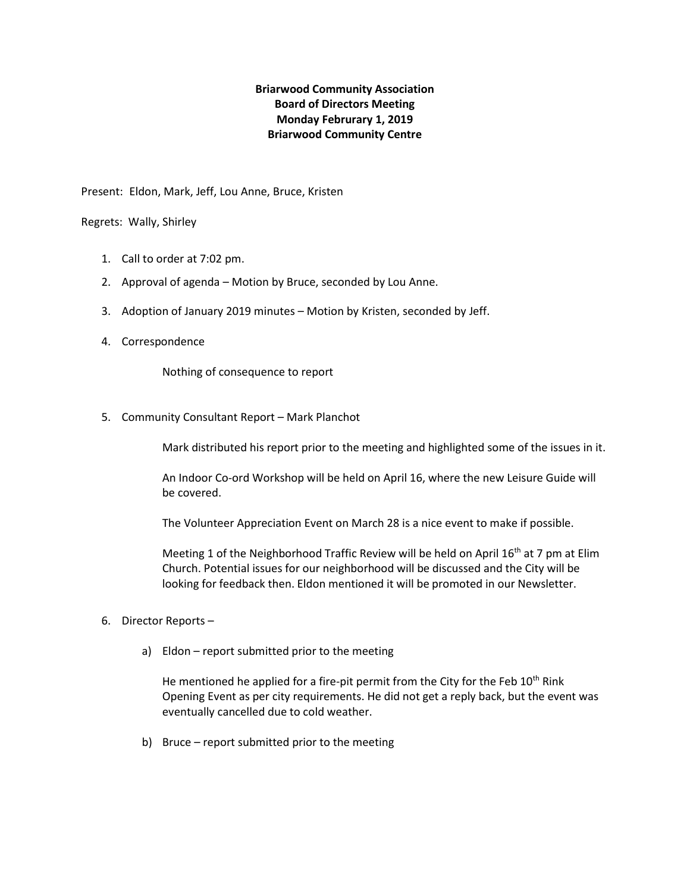**Briarwood Community Association**
**Board of Directors Meeting**
**Monday Februrary 1, 2019**
**Briarwood Community Centre**

Present: Eldon, Mark, Jeff, Lou Anne, Bruce, Kristen

Regrets: Wally, Shirley

1. Call to order at 7:02 pm.
2. Approval of agenda – Motion by Bruce, seconded by Lou Anne.
3. Adoption of January 2019 minutes – Motion by Kristen, seconded by Jeff.
4. Correspondence

   Nothing of consequence to report

5. Community Consultant Report – Mark Planchot

   Mark distributed his report prior to the meeting and highlighted some of the issues in it.

   An Indoor Co-ord Workshop will be held on April 16, where the new Leisure Guide will be covered.

   The Volunteer Appreciation Event on March 28 is a nice event to make if possible.

   Meeting 1 of the Neighborhood Traffic Review will be held on April 16th at 7 pm at Elim Church. Potential issues for our neighborhood will be discussed and the City will be looking for feedback then. Eldon mentioned it will be promoted in our Newsletter.

6. Director Reports –

   a) Eldon – report submitted prior to the meeting

      He mentioned he applied for a fire-pit permit from the City for the Feb 10th Rink Opening Event as per city requirements. He did not get a reply back, but the event was eventually cancelled due to cold weather.

   b) Bruce – report submitted prior to the meeting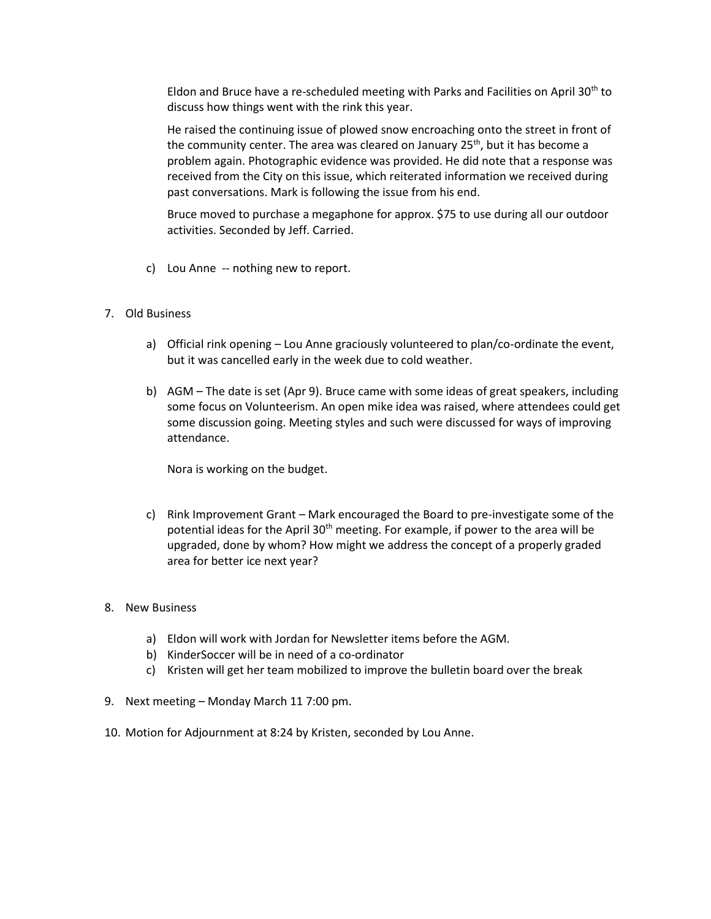Eldon and Bruce have a re-scheduled meeting with Parks and Facilities on April 30th to discuss how things went with the rink this year.

He raised the continuing issue of plowed snow encroaching onto the street in front of the community center. The area was cleared on January 25th, but it has become a problem again. Photographic evidence was provided. He did note that a response was received from the City on this issue, which reiterated information we received during past conversations. Mark is following the issue from his end.

Bruce moved to purchase a megaphone for approx. $75 to use during all our outdoor activities. Seconded by Jeff. Carried.

c) Lou Anne -- nothing new to report.

7. Old Business

   a) Official rink opening – Lou Anne graciously volunteered to plan/co-ordinate the event, but it was cancelled early in the week due to cold weather.

   b) AGM – The date is set (Apr 9). Bruce came with some ideas of great speakers, including some focus on Volunteerism. An open mike idea was raised, where attendees could get some discussion going. Meeting styles and such were discussed for ways of improving attendance.

      Nora is working on the budget.

   c) Rink Improvement Grant – Mark encouraged the Board to pre-investigate some of the potential ideas for the April 30th meeting. For example, if power to the area will be upgraded, done by whom? How might we address the concept of a properly graded area for better ice next year?

8. New Business

   a) Eldon will work with Jordan for Newsletter items before the AGM.
   b) KinderSoccer will be in need of a co-ordinator
   c) Kristen will get her team mobilized to improve the bulletin board over the break

9. Next meeting – Monday March 11 7:00 pm.

10. Motion for Adjournment at 8:24 by Kristen, seconded by Lou Anne.